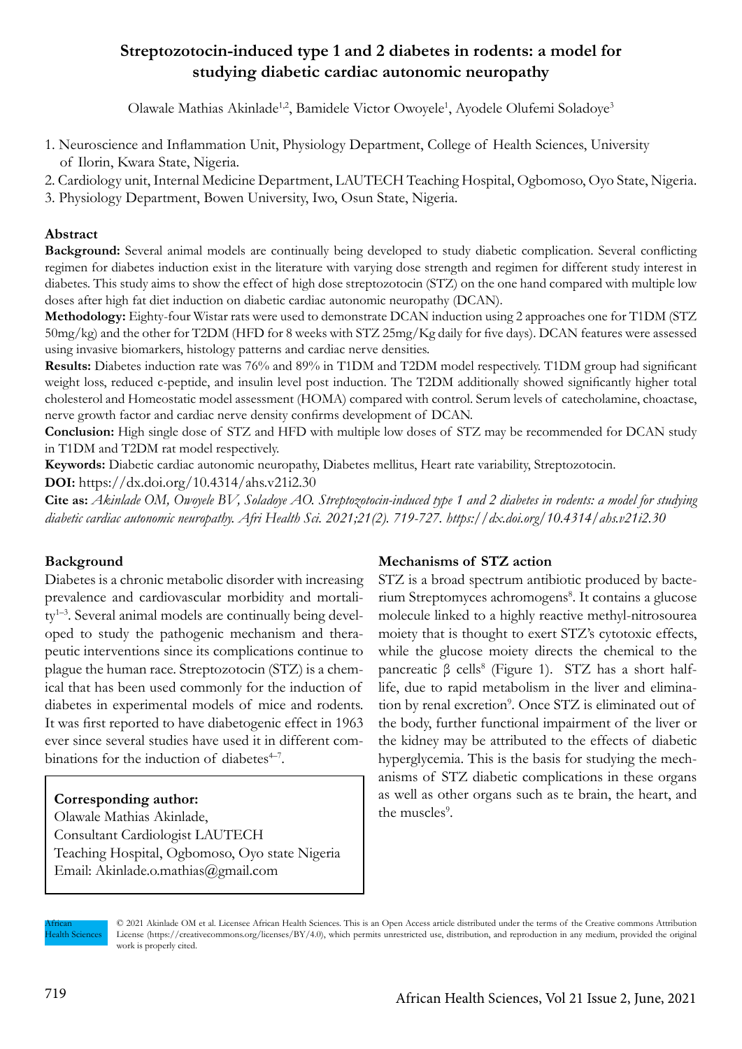# Streptozotocin-induced type 1 and 2 diabetes in rodents: a model for studying diabetic cardiac autonomic neuropathy

Olawale Mathias Akinlade[1,2], Bamidele Victor Owoyele[1], Ayodele Olufemi Soladoye[3]

1. Neuroscience and Inflammation Unit, Physiology Department, College of Health Sciences, University of Ilorin, Kwara State, Nigeria.
2. Cardiology unit, Internal Medicine Department, LAUTECH Teaching Hospital, Ogbomoso, Oyo State, Nigeria.
3. Physiology Department, Bowen University, Iwo, Osun State, Nigeria.

## Abstract

**Background:** Several animal models are continually being developed to study diabetic complication. Several conflicting regimen for diabetes induction exist in the literature with varying dose strength and regimen for different study interest in diabetes. This study aims to show the effect of high dose streptozotocin (STZ) on the one hand compared with multiple low doses after high fat diet induction on diabetic cardiac autonomic neuropathy (DCAN).

**Methodology:** Eighty-four Wistar rats were used to demonstrate DCAN induction using 2 approaches one for T1DM (STZ 50mg/kg) and the other for T2DM (HFD for 8 weeks with STZ 25mg/Kg daily for five days). DCAN features were assessed using invasive biomarkers, histology patterns and cardiac nerve densities.

**Results:** Diabetes induction rate was 76% and 89% in T1DM and T2DM model respectively. T1DM group had significant weight loss, reduced c-peptide, and insulin level post induction. The T2DM additionally showed significantly higher total cholesterol and Homeostatic model assessment (HOMA) compared with control. Serum levels of catecholamine, choactase, nerve growth factor and cardiac nerve density confirms development of DCAN.

**Conclusion:** High single dose of STZ and HFD with multiple low doses of STZ may be recommended for DCAN study in T1DM and T2DM rat model respectively.

**Keywords:** Diabetic cardiac autonomic neuropathy, Diabetes mellitus, Heart rate variability, Streptozotocin.

**DOI:** https://dx.doi.org/10.4314/ahs.v21i2.30

**Cite as:** *Akinlade OM, Owoyele BV, Soladoye AO. Streptozotocin-induced type 1 and 2 diabetes in rodents: a model for studying diabetic cardiac autonomic neuropathy. Afri Health Sci. 2021;21(2). 719-727. https://dx.doi.org/10.4314/ahs.v21i2.30*

## Background

Diabetes is a chronic metabolic disorder with increasing prevalence and cardiovascular morbidity and mortality[1–3]. Several animal models are continually being developed to study the pathogenic mechanism and therapeutic interventions since its complications continue to plague the human race. Streptozotocin (STZ) is a chemical that has been used commonly for the induction of diabetes in experimental models of mice and rodents. It was first reported to have diabetogenic effect in 1963 ever since several studies have used it in different combinations for the induction of diabetes[4–7].

**Corresponding author:**
Olawale Mathias Akinlade,
Consultant Cardiologist LAUTECH Teaching Hospital, Ogbomoso, Oyo state Nigeria
Email: Akinlade.o.mathias@gmail.com

## Mechanisms of STZ action

STZ is a broad spectrum antibiotic produced by bacterium Streptomyces achromogens[8]. It contains a glucose molecule linked to a highly reactive methyl-nitrosourea moiety that is thought to exert STZ's cytotoxic effects, while the glucose moiety directs the chemical to the pancreatic β cells[8] (Figure 1). STZ has a short half-life, due to rapid metabolism in the liver and elimination by renal excretion[9]. Once STZ is eliminated out of the body, further functional impairment of the liver or the kidney may be attributed to the effects of diabetic hyperglycemia. This is the basis for studying the mechanisms of STZ diabetic complications in these organs as well as other organs such as te brain, the heart, and the muscles[9].

© 2021 Akinlade OM et al. Licensee African Health Sciences. This is an Open Access article distributed under the terms of the Creative commons Attribution License (https://creativecommons.org/licenses/BY/4.0), which permits unrestricted use, distribution, and reproduction in any medium, provided the original work is properly cited.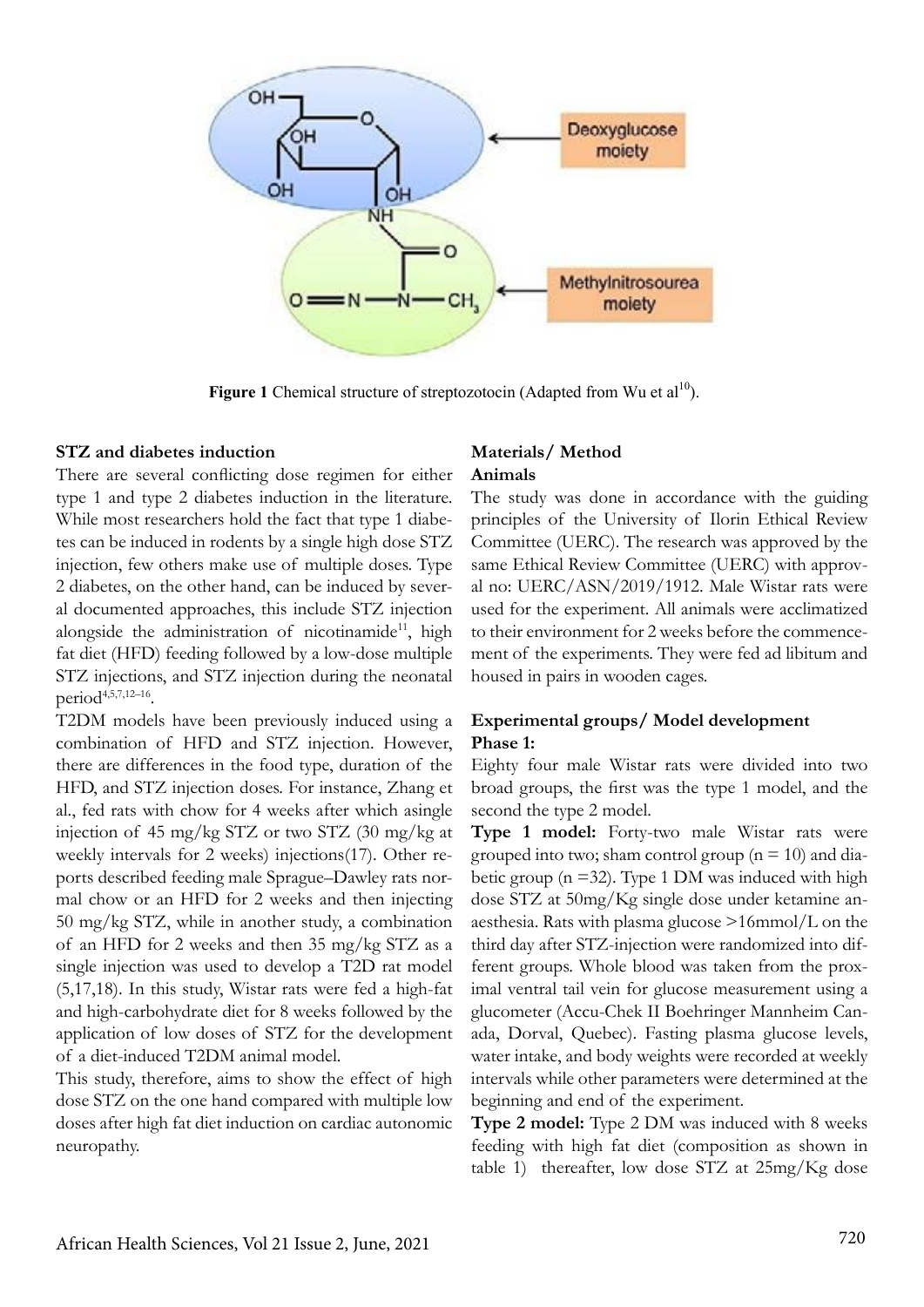Figure 1 Chemical structure of streptozotocin (Adapted from Wu et al[10]).

### STZ and diabetes induction

There are several conflicting dose regimen for either type 1 and type 2 diabetes induction in the literature. While most researchers hold the fact that type 1 diabetes can be induced in rodents by a single high dose STZ injection, few others make use of multiple doses. Type 2 diabetes, on the other hand, can be induced by several documented approaches, this include STZ injection alongside the administration of nicotinamide[11], high fat diet (HFD) feeding followed by a low-dose multiple STZ injections, and STZ injection during the neonatal period[4,5,7,12–16].

T2DM models have been previously induced using a combination of HFD and STZ injection. However, there are differences in the food type, duration of the HFD, and STZ injection doses. For instance, Zhang et al., fed rats with chow for 4 weeks after which asingle injection of 45 mg/kg STZ or two STZ (30 mg/kg at weekly intervals for 2 weeks) injections(17). Other reports described feeding male Sprague–Dawley rats normal chow or an HFD for 2 weeks and then injecting 50 mg/kg STZ, while in another study, a combination of an HFD for 2 weeks and then 35 mg/kg STZ as a single injection was used to develop a T2D rat model (5,17,18). In this study, Wistar rats were fed a high-fat and high-carbohydrate diet for 8 weeks followed by the application of low doses of STZ for the development of a diet-induced T2DM animal model.

This study, therefore, aims to show the effect of high dose STZ on the one hand compared with multiple low doses after high fat diet induction on cardiac autonomic neuropathy.

## Materials/ Method

### Animals

The study was done in accordance with the guiding principles of the University of Ilorin Ethical Review Committee (UERC). The research was approved by the same Ethical Review Committee (UERC) with approval no: UERC/ASN/2019/1912. Male Wistar rats were used for the experiment. All animals were acclimatized to their environment for 2 weeks before the commencement of the experiments. They were fed ad libitum and housed in pairs in wooden cages.

### Experimental groups/ Model development

**Phase 1:**

Eighty four male Wistar rats were divided into two broad groups, the first was the type 1 model, and the second the type 2 model.

**Type 1 model:** Forty-two male Wistar rats were grouped into two; sham control group (n = 10) and diabetic group (n =32). Type 1 DM was induced with high dose STZ at 50mg/Kg single dose under ketamine anaesthesia. Rats with plasma glucose >16mmol/L on the third day after STZ-injection were randomized into different groups. Whole blood was taken from the proximal ventral tail vein for glucose measurement using a glucometer (Accu-Chek II Boehringer Mannheim Canada, Dorval, Quebec). Fasting plasma glucose levels, water intake, and body weights were recorded at weekly intervals while other parameters were determined at the beginning and end of the experiment.

**Type 2 model:** Type 2 DM was induced with 8 weeks feeding with high fat diet (composition as shown in table 1) thereafter, low dose STZ at 25mg/Kg dose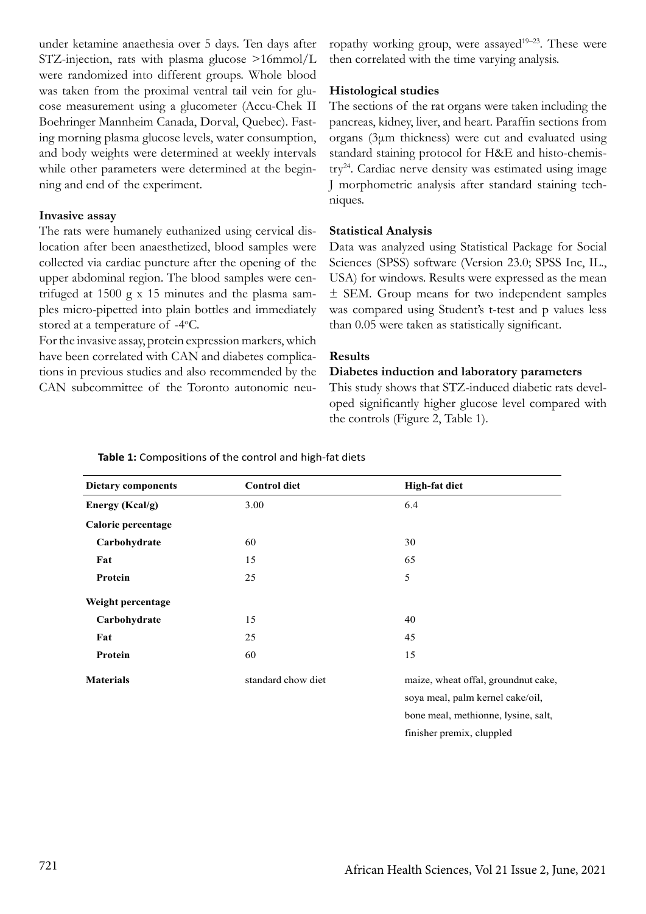under ketamine anaethesia over 5 days. Ten days after STZ-injection, rats with plasma glucose >16mmol/L were randomized into different groups. Whole blood was taken from the proximal ventral tail vein for glucose measurement using a glucometer (Accu-Chek II Boehringer Mannheim Canada, Dorval, Quebec). Fasting morning plasma glucose levels, water consumption, and body weights were determined at weekly intervals while other parameters were determined at the beginning and end of the experiment.

### Invasive assay

The rats were humanely euthanized using cervical dislocation after been anaesthetized, blood samples were collected via cardiac puncture after the opening of the upper abdominal region. The blood samples were centrifuged at 1500 g x 15 minutes and the plasma samples micro-pipetted into plain bottles and immediately stored at a temperature of -4°C.

For the invasive assay, protein expression markers, which have been correlated with CAN and diabetes complications in previous studies and also recommended by the CAN subcommittee of the Toronto autonomic neuropathy working group, were assayed[19–23]. These were then correlated with the time varying analysis.

### Histological studies

The sections of the rat organs were taken including the pancreas, kidney, liver, and heart. Paraffin sections from organs (3µm thickness) were cut and evaluated using standard staining protocol for H&E and histo-chemistry[24]. Cardiac nerve density was estimated using image J morphometric analysis after standard staining techniques.

### Statistical Analysis

Data was analyzed using Statistical Package for Social Sciences (SPSS) software (Version 23.0; SPSS Inc, IL., USA) for windows. Results were expressed as the mean ± SEM. Group means for two independent samples was compared using Student's t-test and p values less than 0.05 were taken as statistically significant.

### Results

### Diabetes induction and laboratory parameters

This study shows that STZ-induced diabetic rats developed significantly higher glucose level compared with the controls (Figure 2, Table 1).

**Table 1:** Compositions of the control and high-fat diets

| Dietary components | Control diet | High-fat diet |
|---|---|---|
| **Energy (Kcal/g)** | 3.00 | 6.4 |
| **Calorie percentage** | | |
| **Carbohydrate** | 60 | 30 |
| **Fat** | 15 | 65 |
| **Protein** | 25 | 5 |
| **Weight percentage** | | |
| **Carbohydrate** | 15 | 40 |
| **Fat** | 25 | 45 |
| **Protein** | 60 | 15 |
| **Materials** | standard chow diet | maize, wheat offal, groundnut cake, soya meal, palm kernel cake/oil, bone meal, methionne, lysine, salt, finisher premix, cluppled |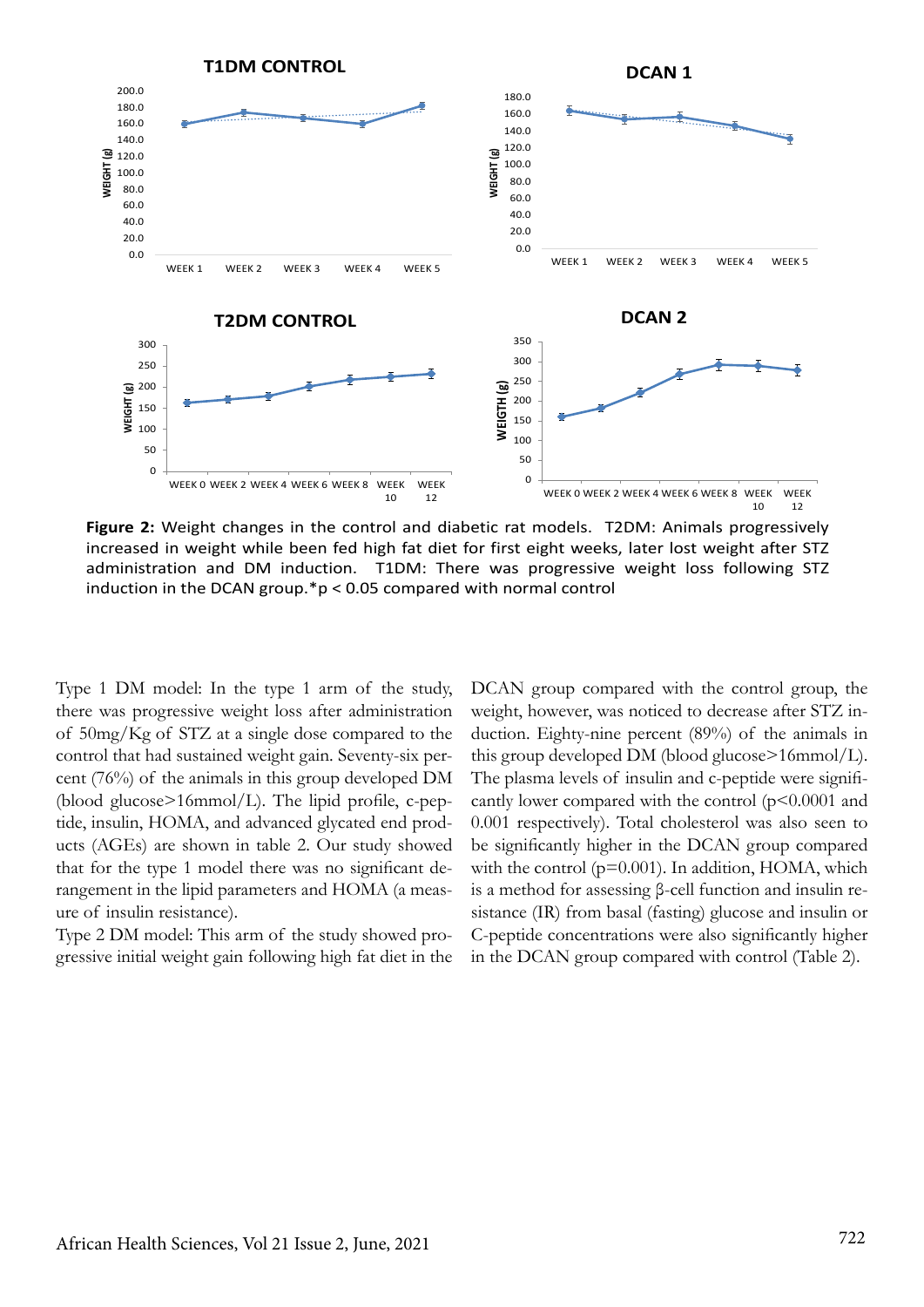**Figure 2:** Weight changes in the control and diabetic rat models. T2DM: Animals progressively increased in weight while been fed high fat diet for first eight weeks, later lost weight after STZ administration and DM induction. T1DM: There was progressive weight loss following STZ induction in the DCAN group.*p < 0.05 compared with normal control

Type 1 DM model: In the type 1 arm of the study, there was progressive weight loss after administration of 50mg/Kg of STZ at a single dose compared to the control that had sustained weight gain. Seventy-six percent (76%) of the animals in this group developed DM (blood glucose>16mmol/L). The lipid profile, c-peptide, insulin, HOMA, and advanced glycated end products (AGEs) are shown in table 2. Our study showed that for the type 1 model there was no significant derangement in the lipid parameters and HOMA (a measure of insulin resistance).

Type 2 DM model: This arm of the study showed progressive initial weight gain following high fat diet in the DCAN group compared with the control group, the weight, however, was noticed to decrease after STZ induction. Eighty-nine percent (89%) of the animals in this group developed DM (blood glucose>16mmol/L). The plasma levels of insulin and c-peptide were significantly lower compared with the control ($p<0.0001$ and 0.001 respectively). Total cholesterol was also seen to be significantly higher in the DCAN group compared with the control ($p=0.001$). In addition, HOMA, which is a method for assessing β-cell function and insulin resistance (IR) from basal (fasting) glucose and insulin or C-peptide concentrations were also significantly higher in the DCAN group compared with control (Table 2).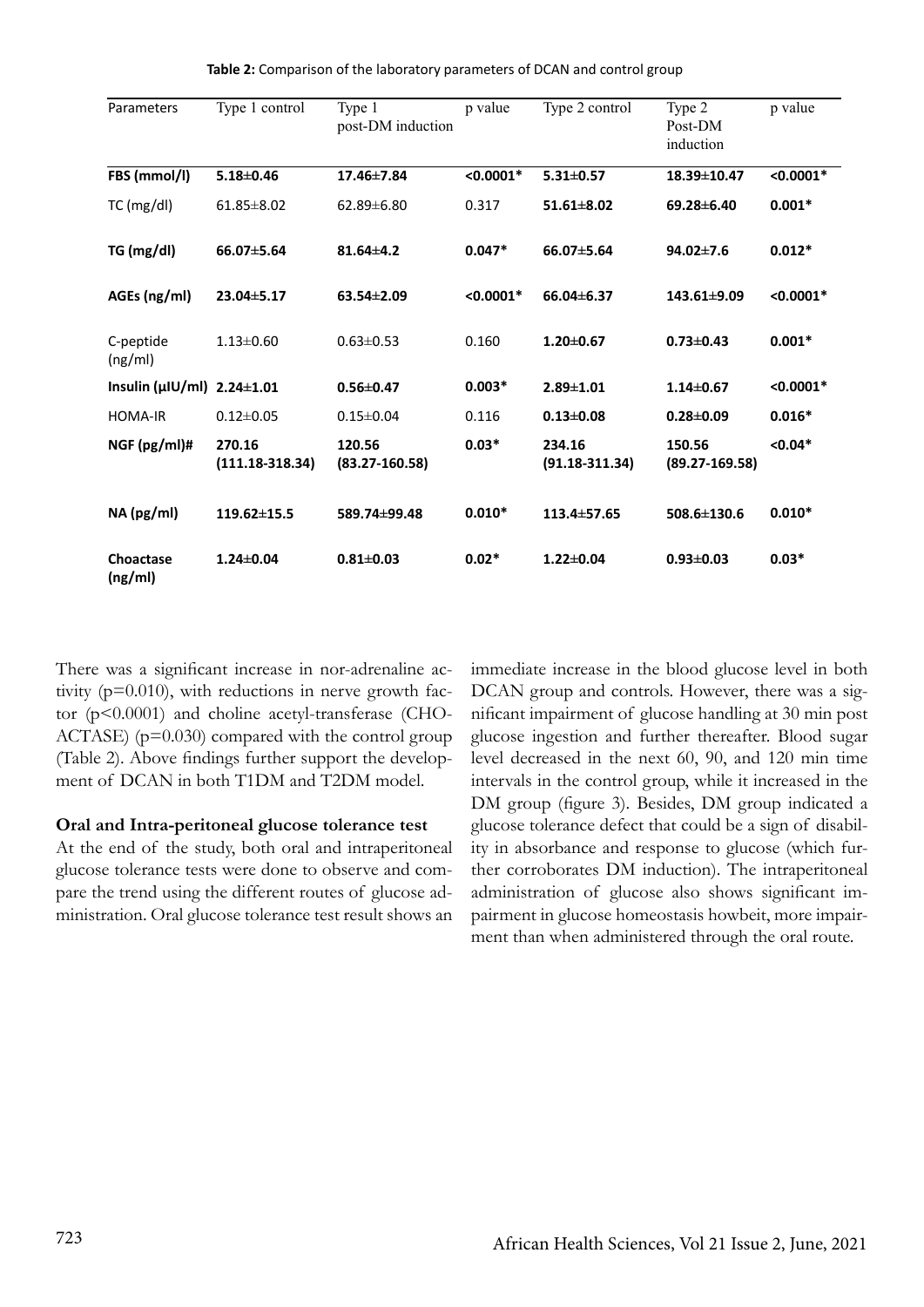**Table 2:** Comparison of the laboratory parameters of DCAN and control group

| Parameters | Type 1 control | Type 1 post-DM induction | p value | Type 2 control | Type 2 Post-DM induction | p value |
|---|---|---|---|---|---|---|
| **FBS (mmol/l)** | **5.18±0.46** | **17.46±7.84** | **<0.0001*** | **5.31±0.57** | **18.39±10.47** | **<0.0001*** |
| TC (mg/dl) | 61.85±8.02 | 62.89±6.80 | 0.317 | **51.61±8.02** | **69.28±6.40** | **0.001*** |
| **TG (mg/dl)** | **66.07±5.64** | **81.64±4.2** | **0.047*** | **66.07±5.64** | **94.02±7.6** | **0.012*** |
| **AGEs (ng/ml)** | **23.04±5.17** | **63.54±2.09** | **<0.0001*** | **66.04±6.37** | **143.61±9.09** | **<0.0001*** |
| C-peptide (ng/ml) | 1.13±0.60 | 0.63±0.53 | 0.160 | **1.20±0.67** | **0.73±0.43** | **0.001*** |
| **Insulin (μIU/ml)** | **2.24±1.01** | **0.56±0.47** | **0.003*** | **2.89±1.01** | **1.14±0.67** | **<0.0001*** |
| HOMA-IR | 0.12±0.05 | 0.15±0.04 | 0.116 | **0.13±0.08** | **0.28±0.09** | **0.016*** |
| **NGF (pg/ml)#** | **270.16 (111.18-318.34)** | **120.56 (83.27-160.58)** | **0.03*** | **234.16 (91.18-311.34)** | **150.56 (89.27-169.58)** | **<0.04*** |
| **NA (pg/ml)** | **119.62±15.5** | **589.74±99.48** | **0.010*** | **113.4±57.65** | **508.6±130.6** | **0.010*** |
| **Choactase (ng/ml)** | **1.24±0.04** | **0.81±0.03** | **0.02*** | **1.22±0.04** | **0.93±0.03** | **0.03*** |

There was a significant increase in nor-adrenaline activity ($p=0.010$), with reductions in nerve growth factor ($p<0.0001$) and choline acetyl-transferase (CHOACTASE) ($p=0.030$) compared with the control group (Table 2). Above findings further support the development of DCAN in both T1DM and T2DM model.

**Oral and Intra-peritoneal glucose tolerance test**

At the end of the study, both oral and intraperitoneal glucose tolerance tests were done to observe and compare the trend using the different routes of glucose administration. Oral glucose tolerance test result shows an immediate increase in the blood glucose level in both DCAN group and controls. However, there was a significant impairment of glucose handling at 30 min post glucose ingestion and further thereafter. Blood sugar level decreased in the next 60, 90, and 120 min time intervals in the control group, while it increased in the DM group (figure 3). Besides, DM group indicated a glucose tolerance defect that could be a sign of disability in absorbance and response to glucose (which further corroborates DM induction). The intraperitoneal administration of glucose also shows significant impairment in glucose homeostasis howbeit, more impairment than when administered through the oral route.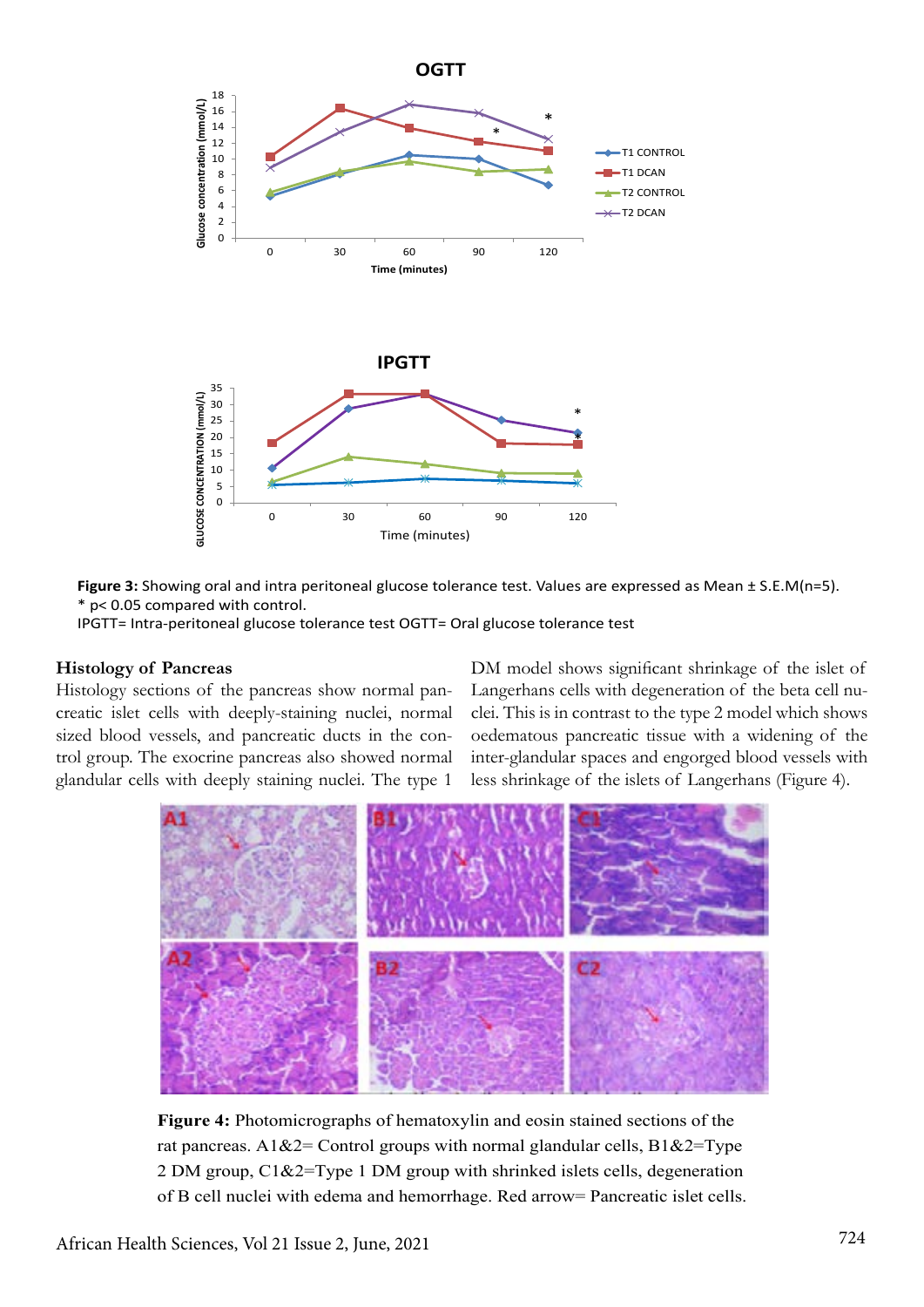**Figure 3:** Showing oral and intra peritoneal glucose tolerance test. Values are expressed as Mean ± S.E.M(n=5).
* p< 0.05 compared with control.
IPGTT= Intra-peritoneal glucose tolerance test OGTT= Oral glucose tolerance test

### Histology of Pancreas

Histology sections of the pancreas show normal pancreatic islet cells with deeply-staining nuclei, normal sized blood vessels, and pancreatic ducts in the control group. The exocrine pancreas also showed normal glandular cells with deeply staining nuclei. The type 1 DM model shows significant shrinkage of the islet of Langerhans cells with degeneration of the beta cell nuclei. This is in contrast to the type 2 model which shows oedematous pancreatic tissue with a widening of the inter-glandular spaces and engorged blood vessels with less shrinkage of the islets of Langerhans (Figure 4).

**Figure 4:** Photomicrographs of hematoxylin and eosin stained sections of the rat pancreas. A1&2= Control groups with normal glandular cells, B1&2=Type 2 DM group, C1&2=Type 1 DM group with shrinked islets cells, degeneration of B cell nuclei with edema and hemorrhage. Red arrow= Pancreatic islet cells.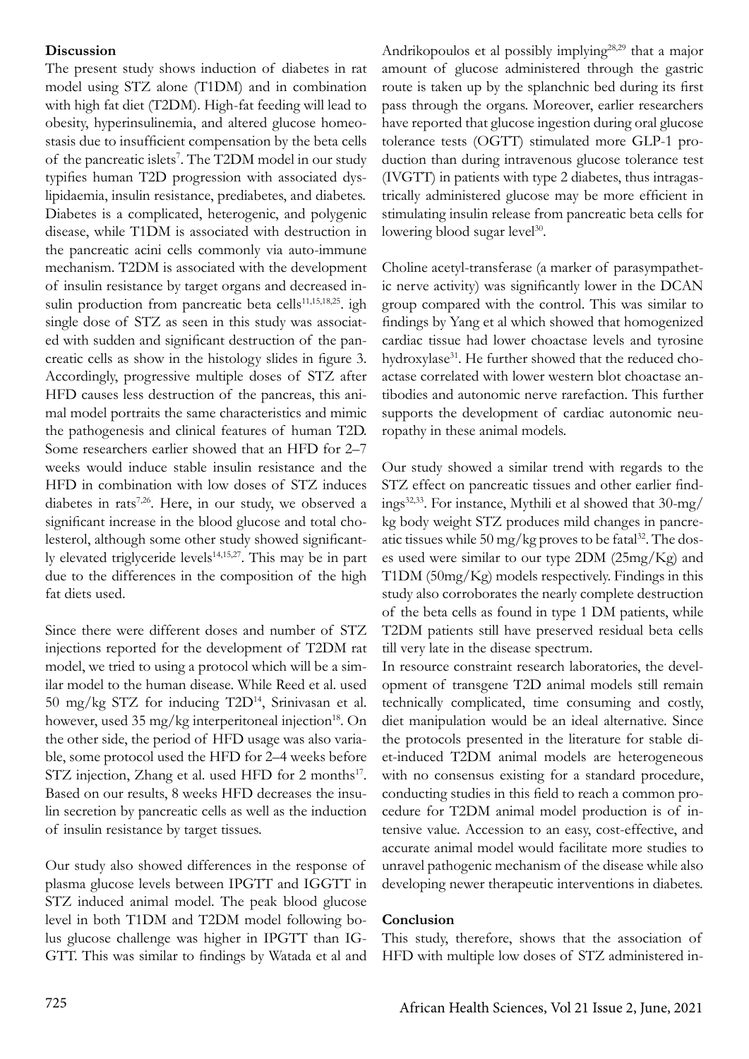## Discussion

The present study shows induction of diabetes in rat model using STZ alone (T1DM) and in combination with high fat diet (T2DM). High-fat feeding will lead to obesity, hyperinsulinemia, and altered glucose homeostasis due to insufficient compensation by the beta cells of the pancreatic islets[7]. The T2DM model in our study typifies human T2D progression with associated dyslipidaemia, insulin resistance, prediabetes, and diabetes. Diabetes is a complicated, heterogenic, and polygenic disease, while T1DM is associated with destruction in the pancreatic acini cells commonly via auto-immune mechanism. T2DM is associated with the development of insulin resistance by target organs and decreased insulin production from pancreatic beta cells[11,15,18,25]. igh single dose of STZ as seen in this study was associated with sudden and significant destruction of the pancreatic cells as show in the histology slides in figure 3. Accordingly, progressive multiple doses of STZ after HFD causes less destruction of the pancreas, this animal model portraits the same characteristics and mimic the pathogenesis and clinical features of human T2D. Some researchers earlier showed that an HFD for 2–7 weeks would induce stable insulin resistance and the HFD in combination with low doses of STZ induces diabetes in rats[7,26]. Here, in our study, we observed a significant increase in the blood glucose and total cholesterol, although some other study showed significantly elevated triglyceride levels[14,15,27]. This may be in part due to the differences in the composition of the high fat diets used.

Since there were different doses and number of STZ injections reported for the development of T2DM rat model, we tried to using a protocol which will be a similar model to the human disease. While Reed et al. used 50 mg/kg STZ for inducing T2D[14], Srinivasan et al. however, used 35 mg/kg interperitoneal injection[18]. On the other side, the period of HFD usage was also variable, some protocol used the HFD for 2–4 weeks before STZ injection, Zhang et al. used HFD for 2 months[17]. Based on our results, 8 weeks HFD decreases the insulin secretion by pancreatic cells as well as the induction of insulin resistance by target tissues.

Our study also showed differences in the response of plasma glucose levels between IPGTT and IGGTT in STZ induced animal model. The peak blood glucose level in both T1DM and T2DM model following bolus glucose challenge was higher in IPGTT than IGGTT. This was similar to findings by Watada et al and Andrikopoulos et al possibly implying[28,29] that a major amount of glucose administered through the gastric route is taken up by the splanchnic bed during its first pass through the organs. Moreover, earlier researchers have reported that glucose ingestion during oral glucose tolerance tests (OGTT) stimulated more GLP-1 production than during intravenous glucose tolerance test (IVGTT) in patients with type 2 diabetes, thus intragastrically administered glucose may be more efficient in stimulating insulin release from pancreatic beta cells for lowering blood sugar level[30].

Choline acetyl-transferase (a marker of parasympathetic nerve activity) was significantly lower in the DCAN group compared with the control. This was similar to findings by Yang et al which showed that homogenized cardiac tissue had lower choactase levels and tyrosine hydroxylase[31]. He further showed that the reduced choactase correlated with lower western blot choactase antibodies and autonomic nerve rarefaction. This further supports the development of cardiac autonomic neuropathy in these animal models.

Our study showed a similar trend with regards to the STZ effect on pancreatic tissues and other earlier findings[32,33]. For instance, Mythili et al showed that 30-mg/kg body weight STZ produces mild changes in pancreatic tissues while 50 mg/kg proves to be fatal[32]. The doses used were similar to our type 2DM (25mg/Kg) and T1DM (50mg/Kg) models respectively. Findings in this study also corroborates the nearly complete destruction of the beta cells as found in type 1 DM patients, while T2DM patients still have preserved residual beta cells till very late in the disease spectrum.

In resource constraint research laboratories, the development of transgene T2D animal models still remain technically complicated, time consuming and costly, diet manipulation would be an ideal alternative. Since the protocols presented in the literature for stable diet-induced T2DM animal models are heterogeneous with no consensus existing for a standard procedure, conducting studies in this field to reach a common procedure for T2DM animal model production is of intensive value. Accession to an easy, cost-effective, and accurate animal model would facilitate more studies to unravel pathogenic mechanism of the disease while also developing newer therapeutic interventions in diabetes.

## Conclusion

This study, therefore, shows that the association of HFD with multiple low doses of STZ administered in-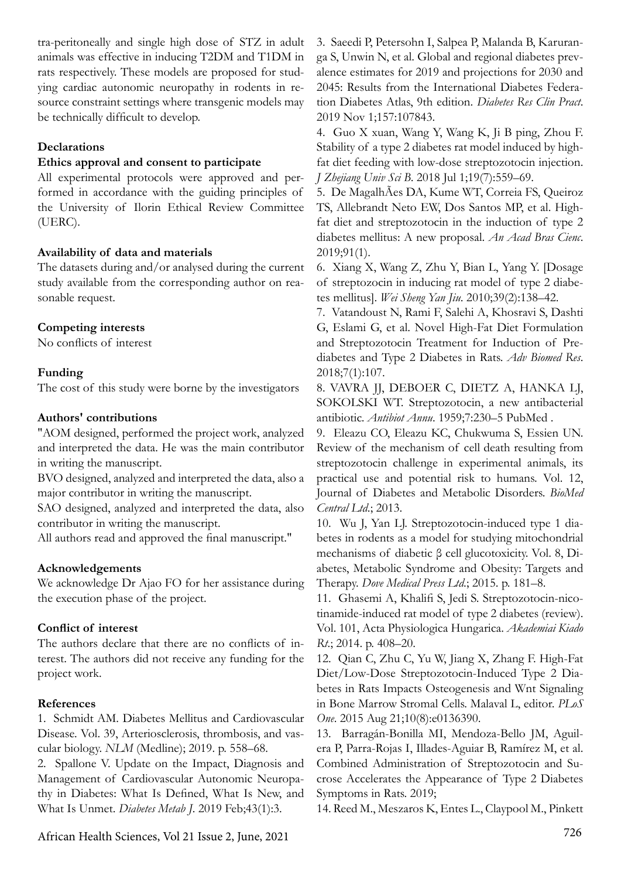tra-peritoneally and single high dose of STZ in adult animals was effective in inducing T2DM and T1DM in rats respectively. These models are proposed for studying cardiac autonomic neuropathy in rodents in resource constraint settings where transgenic models may be technically difficult to develop.

## Declarations

### Ethics approval and consent to participate

All experimental protocols were approved and performed in accordance with the guiding principles of the University of Ilorin Ethical Review Committee (UERC).

### Availability of data and materials

The datasets during and/or analysed during the current study available from the corresponding author on reasonable request.

### Competing interests

No conflicts of interest

### Funding

The cost of this study were borne by the investigators

### Authors' contributions

"AOM designed, performed the project work, analyzed and interpreted the data. He was the main contributor in writing the manuscript.

BVO designed, analyzed and interpreted the data, also a major contributor in writing the manuscript.

SAO designed, analyzed and interpreted the data, also contributor in writing the manuscript.

All authors read and approved the final manuscript."

### Acknowledgements

We acknowledge Dr Ajao FO for her assistance during the execution phase of the project.

### Conflict of interest

The authors declare that there are no conflicts of interest. The authors did not receive any funding for the project work.

## References

1. Schmidt AM. Diabetes Mellitus and Cardiovascular Disease. Vol. 39, Arteriosclerosis, thrombosis, and vascular biology. *NLM* (Medline); 2019. p. 558–68.
2. Spallone V. Update on the Impact, Diagnosis and Management of Cardiovascular Autonomic Neuropathy in Diabetes: What Is Defined, What Is New, and What Is Unmet. *Diabetes Metab J*. 2019 Feb;43(1):3.
3. Saeedi P, Petersohn I, Salpea P, Malanda B, Karuranga S, Unwin N, et al. Global and regional diabetes prevalence estimates for 2019 and projections for 2030 and 2045: Results from the International Diabetes Federation Diabetes Atlas, 9th edition. *Diabetes Res Clin Pract*. 2019 Nov 1;157:107843.
4. Guo X xuan, Wang Y, Wang K, Ji B ping, Zhou F. Stability of a type 2 diabetes rat model induced by high-fat diet feeding with low-dose streptozotocin injection. *J Zhejiang Univ Sci B*. 2018 Jul 1;19(7):559–69.
5. De MagalhÃes DA, Kume WT, Correia FS, Queiroz TS, Allebrandt Neto EW, Dos Santos MP, et al. High-fat diet and streptozotocin in the induction of type 2 diabetes mellitus: A new proposal. *An Acad Bras Cienc*. 2019;91(1).
6. Xiang X, Wang Z, Zhu Y, Bian L, Yang Y. [Dosage of streptozocin in inducing rat model of type 2 diabetes mellitus]. *Wei Sheng Yan Jiu*. 2010;39(2):138–42.
7. Vatandoust N, Rami F, Salehi A, Khosravi S, Dashti G, Eslami G, et al. Novel High-Fat Diet Formulation and Streptozotocin Treatment for Induction of Prediabetes and Type 2 Diabetes in Rats. *Adv Biomed Res*. 2018;7(1):107.
8. VAVRA JJ, DEBOER C, DIETZ A, HANKA LJ, SOKOLSKI WT. Streptozotocin, a new antibacterial antibiotic. *Antibiot Annu*. 1959;7:230–5 PubMed .
9. Eleazu CO, Eleazu KC, Chukwuma S, Essien UN. Review of the mechanism of cell death resulting from streptozotocin challenge in experimental animals, its practical use and potential risk to humans. Vol. 12, Journal of Diabetes and Metabolic Disorders. *BioMed Central Ltd*.; 2013.
10. Wu J, Yan LJ. Streptozotocin-induced type 1 diabetes in rodents as a model for studying mitochondrial mechanisms of diabetic β cell glucotoxicity. Vol. 8, Diabetes, Metabolic Syndrome and Obesity: Targets and Therapy. *Dove Medical Press Ltd*.; 2015. p. 181–8.
11. Ghasemi A, Khalifi S, Jedi S. Streptozotocin-nicotinamide-induced rat model of type 2 diabetes (review). Vol. 101, Acta Physiologica Hungarica. *Akademiai Kiado Rt*.; 2014. p. 408–20.
12. Qian C, Zhu C, Yu W, Jiang X, Zhang F. High-Fat Diet/Low-Dose Streptozotocin-Induced Type 2 Diabetes in Rats Impacts Osteogenesis and Wnt Signaling in Bone Marrow Stromal Cells. Malaval L, editor. *PLoS One*. 2015 Aug 21;10(8):e0136390.
13. Barragán-Bonilla MI, Mendoza-Bello JM, Aguilera P, Parra-Rojas I, Illades-Aguiar B, Ramírez M, et al. Combined Administration of Streptozotocin and Sucrose Accelerates the Appearance of Type 2 Diabetes Symptoms in Rats. 2019;
14. Reed M., Meszaros K, Entes L., Claypool M., Pinkett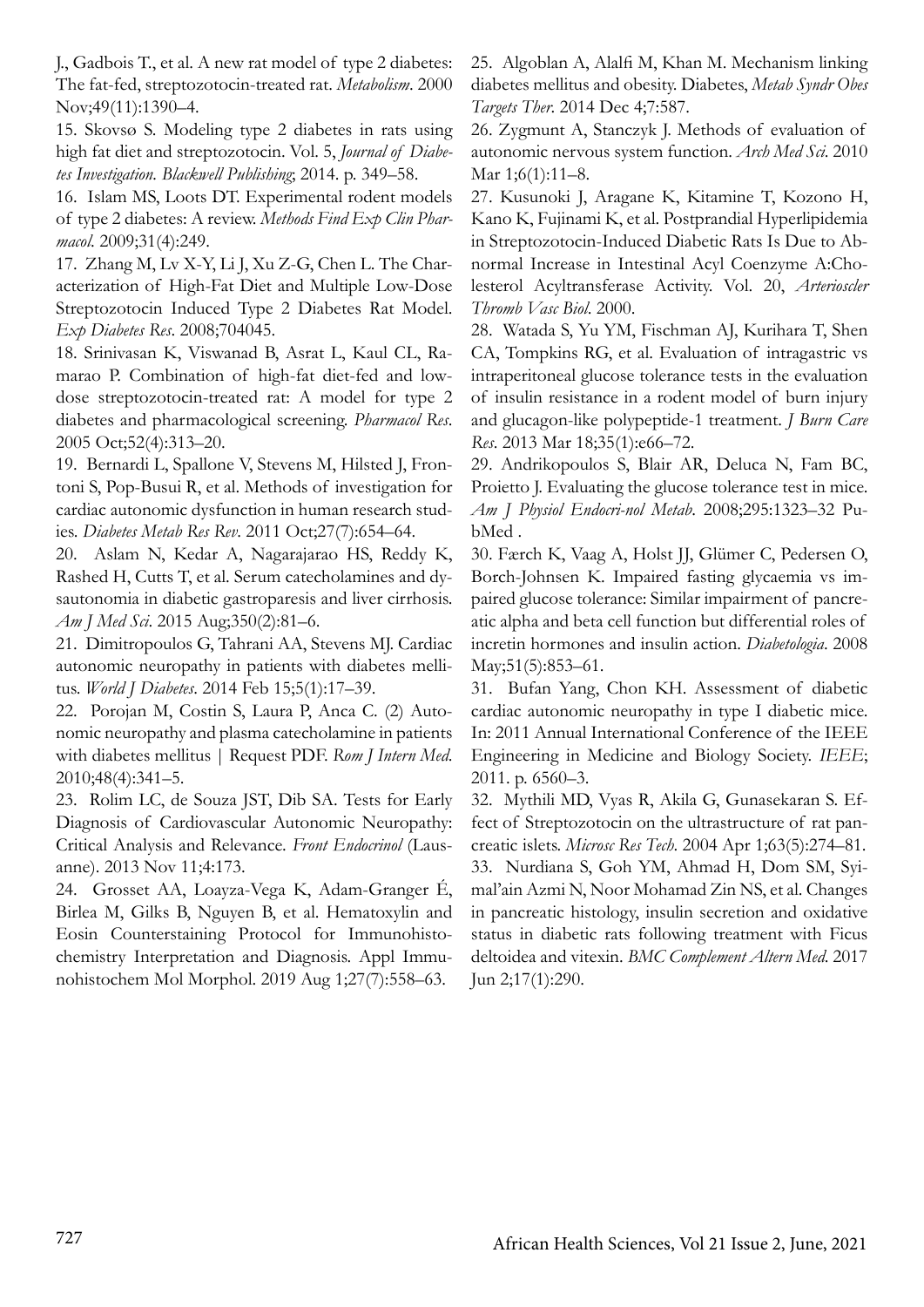J., Gadbois T., et al. A new rat model of type 2 diabetes: The fat-fed, streptozotocin-treated rat. *Metabolism*. 2000 Nov;49(11):1390–4.

15. Skovsø S. Modeling type 2 diabetes in rats using high fat diet and streptozotocin. Vol. 5, *Journal of Diabetes Investigation. Blackwell Publishing*; 2014. p. 349–58.

16. Islam MS, Loots DT. Experimental rodent models of type 2 diabetes: A review. *Methods Find Exp Clin Pharmacol*. 2009;31(4):249.

17. Zhang M, Lv X-Y, Li J, Xu Z-G, Chen L. The Characterization of High-Fat Diet and Multiple Low-Dose Streptozotocin Induced Type 2 Diabetes Rat Model. *Exp Diabetes Res*. 2008;704045.

18. Srinivasan K, Viswanad B, Asrat L, Kaul CL, Ramarao P. Combination of high-fat diet-fed and low-dose streptozotocin-treated rat: A model for type 2 diabetes and pharmacological screening. *Pharmacol Res*. 2005 Oct;52(4):313–20.

19. Bernardi L, Spallone V, Stevens M, Hilsted J, Frontoni S, Pop-Busui R, et al. Methods of investigation for cardiac autonomic dysfunction in human research studies. *Diabetes Metab Res Rev*. 2011 Oct;27(7):654–64.

20. Aslam N, Kedar A, Nagarajarao HS, Reddy K, Rashed H, Cutts T, et al. Serum catecholamines and dysautonomia in diabetic gastroparesis and liver cirrhosis. *Am J Med Sci*. 2015 Aug;350(2):81–6.

21. Dimitropoulos G, Tahrani AA, Stevens MJ. Cardiac autonomic neuropathy in patients with diabetes mellitus. *World J Diabetes*. 2014 Feb 15;5(1):17–39.

22. Porojan M, Costin S, Laura P, Anca C. (2) Autonomic neuropathy and plasma catecholamine in patients with diabetes mellitus | Request PDF. *Rom J Intern Med*. 2010;48(4):341–5.

23. Rolim LC, de Souza JST, Dib SA. Tests for Early Diagnosis of Cardiovascular Autonomic Neuropathy: Critical Analysis and Relevance. *Front Endocrinol* (Lausanne). 2013 Nov 11;4:173.

24. Grosset AA, Loayza-Vega K, Adam-Granger É, Birlea M, Gilks B, Nguyen B, et al. Hematoxylin and Eosin Counterstaining Protocol for Immunohistochemistry Interpretation and Diagnosis. Appl Immunohistochem Mol Morphol. 2019 Aug 1;27(7):558–63.

25. Algoblan A, Alalfi M, Khan M. Mechanism linking diabetes mellitus and obesity. Diabetes, *Metab Syndr Obes Targets Ther*. 2014 Dec 4;7:587.

26. Zygmunt A, Stanczyk J. Methods of evaluation of autonomic nervous system function. *Arch Med Sci*. 2010 Mar 1;6(1):11–8.

27. Kusunoki J, Aragane K, Kitamine T, Kozono H, Kano K, Fujinami K, et al. Postprandial Hyperlipidemia in Streptozotocin-Induced Diabetic Rats Is Due to Abnormal Increase in Intestinal Acyl Coenzyme A:Cholesterol Acyltransferase Activity. Vol. 20, *Arterioscler Thromb Vasc Biol*. 2000.

28. Watada S, Yu YM, Fischman AJ, Kurihara T, Shen CA, Tompkins RG, et al. Evaluation of intragastric vs intraperitoneal glucose tolerance tests in the evaluation of insulin resistance in a rodent model of burn injury and glucagon-like polypeptide-1 treatment. *J Burn Care Res*. 2013 Mar 18;35(1):e66–72.

29. Andrikopoulos S, Blair AR, Deluca N, Fam BC, Proietto J. Evaluating the glucose tolerance test in mice. *Am J Physiol Endocri-nol Metab*. 2008;295:1323–32 PubMed .

30. Færch K, Vaag A, Holst JJ, Glümer C, Pedersen O, Borch-Johnsen K. Impaired fasting glycaemia vs impaired glucose tolerance: Similar impairment of pancreatic alpha and beta cell function but differential roles of incretin hormones and insulin action. *Diabetologia*. 2008 May;51(5):853–61.

31. Bufan Yang, Chon KH. Assessment of diabetic cardiac autonomic neuropathy in type I diabetic mice. In: 2011 Annual International Conference of the IEEE Engineering in Medicine and Biology Society. *IEEE*; 2011. p. 6560–3.

32. Mythili MD, Vyas R, Akila G, Gunasekaran S. Effect of Streptozotocin on the ultrastructure of rat pancreatic islets. *Microsc Res Tech*. 2004 Apr 1;63(5):274–81.

33. Nurdiana S, Goh YM, Ahmad H, Dom SM, Syimal'ain Azmi N, Noor Mohamad Zin NS, et al. Changes in pancreatic histology, insulin secretion and oxidative status in diabetic rats following treatment with Ficus deltoidea and vitexin. *BMC Complement Altern Med*. 2017 Jun 2;17(1):290.